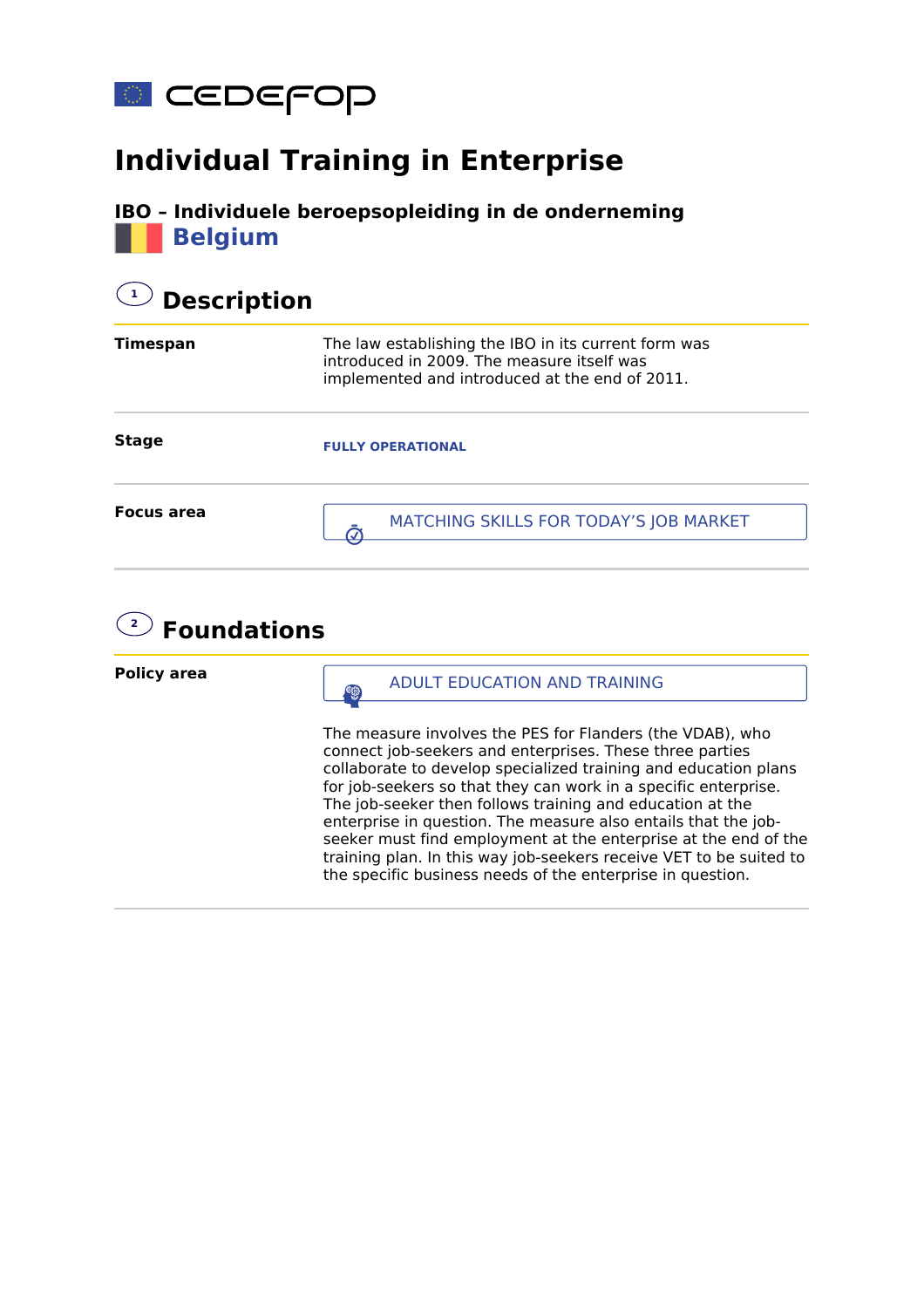cedefop

# Individual Training in Enterprise

## IBO – Individuele beroepsopleiding in de onderneming

**Belgium**

## 1 Description

| | |
|---|---|
| **Timespan** | The law establishing the IBO in its current form was introduced in 2009. The measure itself was implemented and introduced at the end of 2011. |
| **Stage** | FULLY OPERATIONAL |
| **Focus area** | MATCHING SKILLS FOR TODAY'S JOB MARKET |

## 2 Foundations

| | |
|---|---|
| **Policy area** | ADULT EDUCATION AND TRAINING<br><br>The measure involves the PES for Flanders (the VDAB), who connect job-seekers and enterprises. These three parties collaborate to develop specialized training and education plans for job-seekers so that they can work in a specific enterprise. The job-seeker then follows training and education at the enterprise in question. The measure also entails that the job-seeker must find employment at the enterprise at the end of the training plan. In this way job-seekers receive VET to be suited to the specific business needs of the enterprise in question. |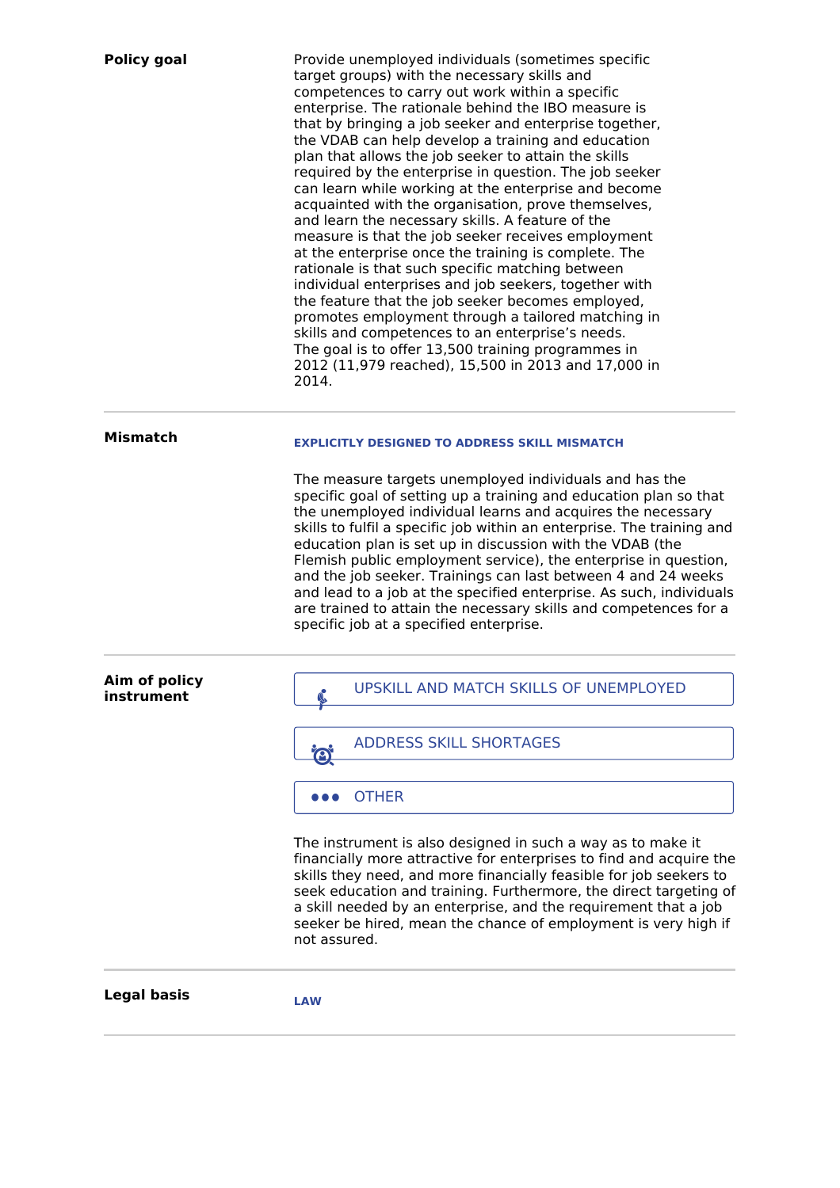**Policy goal**

Provide unemployed individuals (sometimes specific target groups) with the necessary skills and competences to carry out work within a specific enterprise. The rationale behind the IBO measure is that by bringing a job seeker and enterprise together, the VDAB can help develop a training and education plan that allows the job seeker to attain the skills required by the enterprise in question. The job seeker can learn while working at the enterprise and become acquainted with the organisation, prove themselves, and learn the necessary skills. A feature of the measure is that the job seeker receives employment at the enterprise once the training is complete. The rationale is that such specific matching between individual enterprises and job seekers, together with the feature that the job seeker becomes employed, promotes employment through a tailored matching in skills and competences to an enterprise's needs.
The goal is to offer 13,500 training programmes in 2012 (11,979 reached), 15,500 in 2013 and 17,000 in 2014.

---

**Mismatch**

EXPLICITLY DESIGNED TO ADDRESS SKILL MISMATCH

The measure targets unemployed individuals and has the specific goal of setting up a training and education plan so that the unemployed individual learns and acquires the necessary skills to fulfil a specific job within an enterprise. The training and education plan is set up in discussion with the VDAB (the Flemish public employment service), the enterprise in question, and the job seeker. Trainings can last between 4 and 24 weeks and lead to a job at the specified enterprise. As such, individuals are trained to attain the necessary skills and competences for a specific job at a specified enterprise.

---

**Aim of policy instrument**

- UPSKILL AND MATCH SKILLS OF UNEMPLOYED
- ADDRESS SKILL SHORTAGES
- OTHER

The instrument is also designed in such a way as to make it financially more attractive for enterprises to find and acquire the skills they need, and more financially feasible for job seekers to seek education and training. Furthermore, the direct targeting of a skill needed by an enterprise, and the requirement that a job seeker be hired, mean the chance of employment is very high if not assured.

---

**Legal basis**

LAW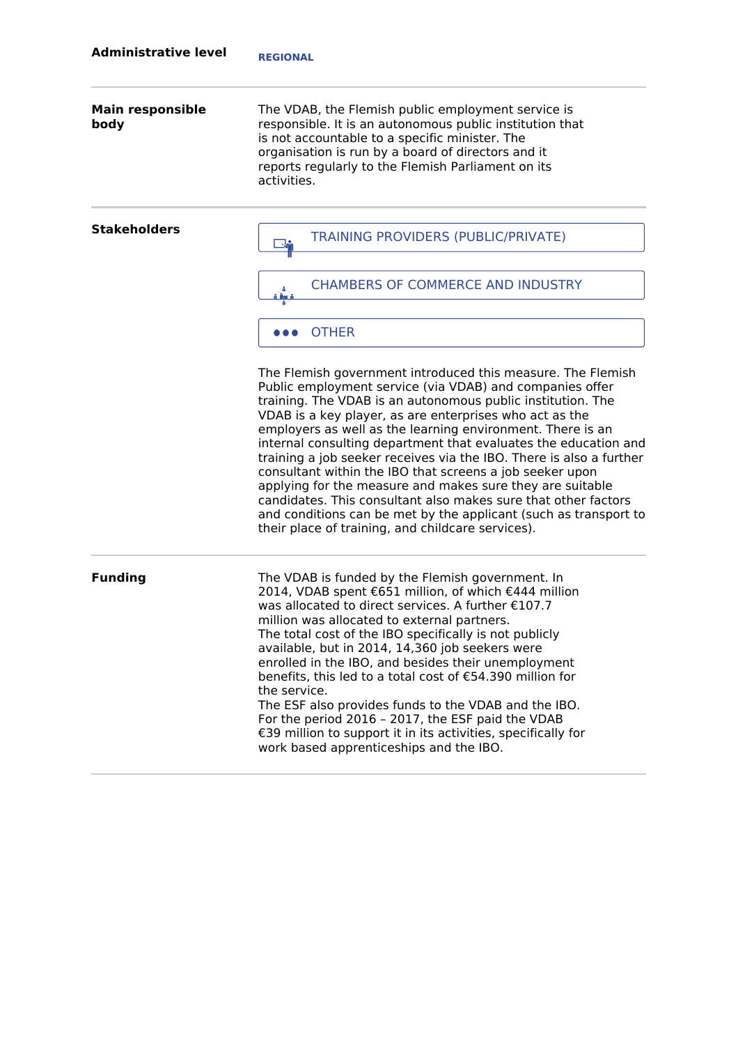**Administrative level**

REGIONAL

**Main responsible body**

The VDAB, the Flemish public employment service is responsible. It is an autonomous public institution that is not accountable to a specific minister. The organisation is run by a board of directors and it reports regularly to the Flemish Parliament on its activities.

**Stakeholders**

- TRAINING PROVIDERS (PUBLIC/PRIVATE)
- CHAMBERS OF COMMERCE AND INDUSTRY
- OTHER

The Flemish government introduced this measure. The Flemish Public employment service (via VDAB) and companies offer training. The VDAB is an autonomous public institution. The VDAB is a key player, as are enterprises who act as the employers as well as the learning environment. There is an internal consulting department that evaluates the education and training a job seeker receives via the IBO. There is also a further consultant within the IBO that screens a job seeker upon applying for the measure and makes sure they are suitable candidates. This consultant also makes sure that other factors and conditions can be met by the applicant (such as transport to their place of training, and childcare services).

**Funding**

The VDAB is funded by the Flemish government. In 2014, VDAB spent €651 million, of which €444 million was allocated to direct services. A further €107.7 million was allocated to external partners.
The total cost of the IBO specifically is not publicly available, but in 2014, 14,360 job seekers were enrolled in the IBO, and besides their unemployment benefits, this led to a total cost of €54.390 million for the service.
The ESF also provides funds to the VDAB and the IBO. For the period 2016 – 2017, the ESF paid the VDAB €39 million to support it in its activities, specifically for work based apprenticeships and the IBO.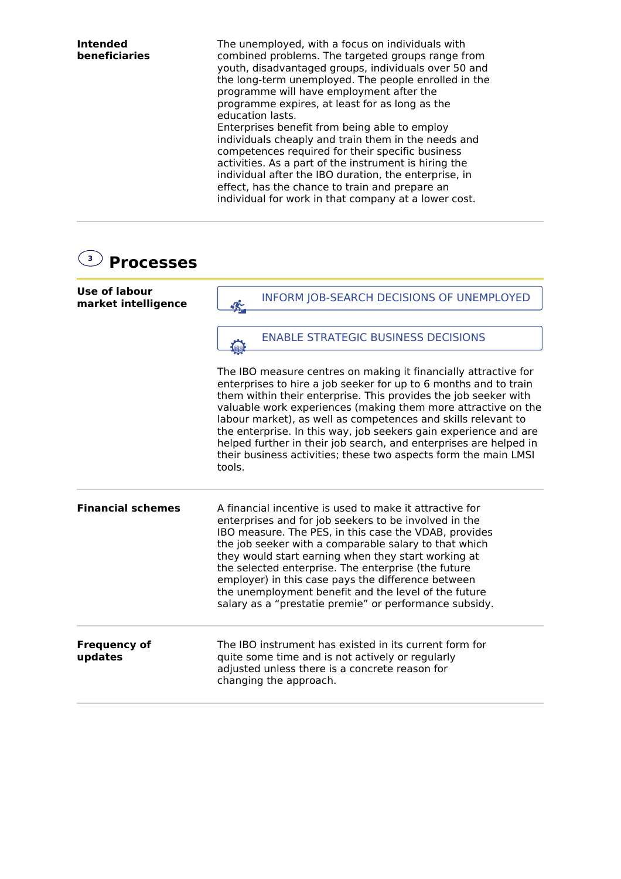**Intended beneficiaries**

The unemployed, with a focus on individuals with combined problems. The targeted groups range from youth, disadvantaged groups, individuals over 50 and the long-term unemployed. The people enrolled in the programme will have employment after the programme expires, at least for as long as the education lasts.
Enterprises benefit from being able to employ individuals cheaply and train them in the needs and competences required for their specific business activities. As a part of the instrument is hiring the individual after the IBO duration, the enterprise, in effect, has the chance to train and prepare an individual for work in that company at a lower cost.

## 3 Processes

**Use of labour market intelligence**

INFORM JOB-SEARCH DECISIONS OF UNEMPLOYED

ENABLE STRATEGIC BUSINESS DECISIONS

The IBO measure centres on making it financially attractive for enterprises to hire a job seeker for up to 6 months and to train them within their enterprise. This provides the job seeker with valuable work experiences (making them more attractive on the labour market), as well as competences and skills relevant to the enterprise. In this way, job seekers gain experience and are helped further in their job search, and enterprises are helped in their business activities; these two aspects form the main LMSI tools.

**Financial schemes**

A financial incentive is used to make it attractive for enterprises and for job seekers to be involved in the IBO measure. The PES, in this case the VDAB, provides the job seeker with a comparable salary to that which they would start earning when they start working at the selected enterprise. The enterprise (the future employer) in this case pays the difference between the unemployment benefit and the level of the future salary as a “prestatie premie” or performance subsidy.

**Frequency of updates**

The IBO instrument has existed in its current form for quite some time and is not actively or regularly adjusted unless there is a concrete reason for changing the approach.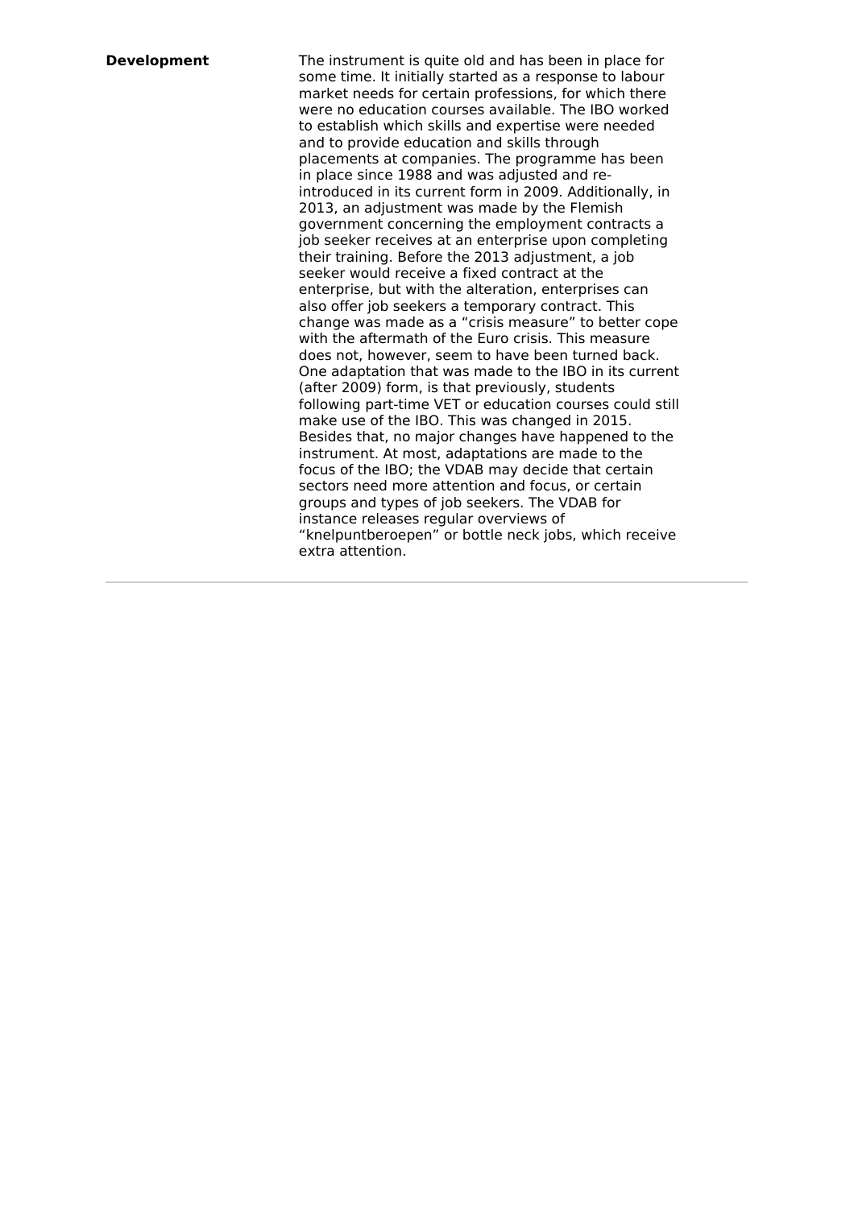| | |
|---|---|
| **Development** | The instrument is quite old and has been in place for some time. It initially started as a response to labour market needs for certain professions, for which there were no education courses available. The IBO worked to establish which skills and expertise were needed and to provide education and skills through placements at companies. The programme has been in place since 1988 and was adjusted and re-introduced in its current form in 2009. Additionally, in 2013, an adjustment was made by the Flemish government concerning the employment contracts a job seeker receives at an enterprise upon completing their training. Before the 2013 adjustment, a job seeker would receive a fixed contract at the enterprise, but with the alteration, enterprises can also offer job seekers a temporary contract. This change was made as a "crisis measure" to better cope with the aftermath of the Euro crisis. This measure does not, however, seem to have been turned back. One adaptation that was made to the IBO in its current (after 2009) form, is that previously, students following part-time VET or education courses could still make use of the IBO. This was changed in 2015. Besides that, no major changes have happened to the instrument. At most, adaptations are made to the focus of the IBO; the VDAB may decide that certain sectors need more attention and focus, or certain groups and types of job seekers. The VDAB for instance releases regular overviews of "knelpuntberoepen" or bottle neck jobs, which receive extra attention. |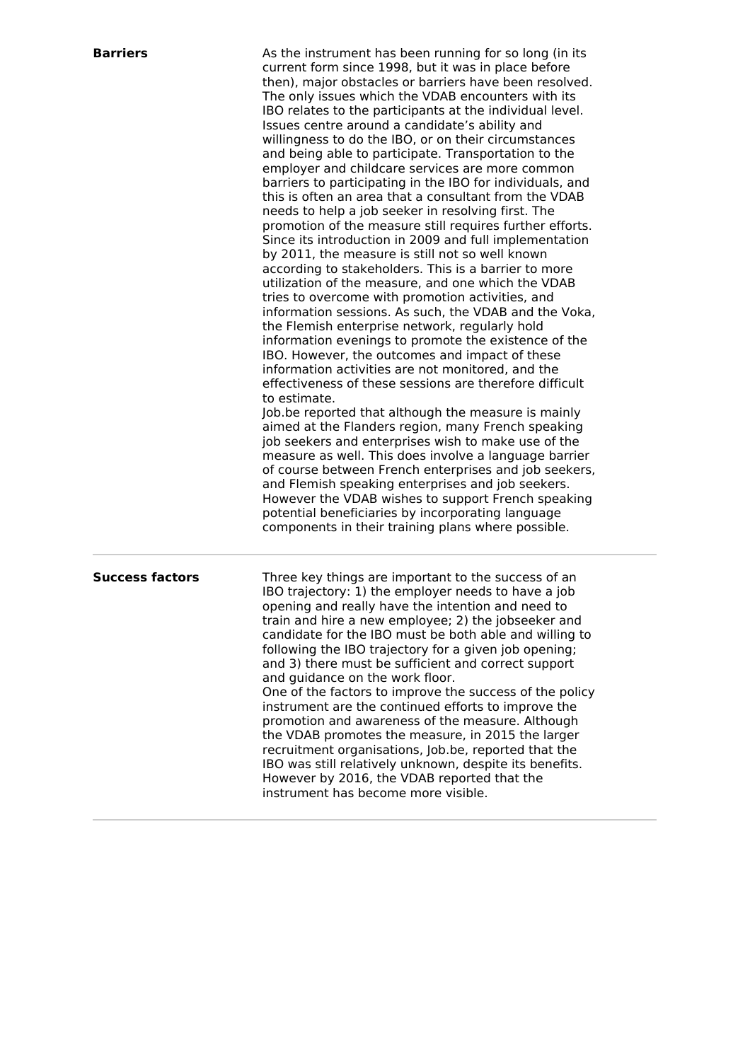| | |
|---|---|
| **Barriers** | As the instrument has been running for so long (in its current form since 1998, but it was in place before then), major obstacles or barriers have been resolved. The only issues which the VDAB encounters with its IBO relates to the participants at the individual level. Issues centre around a candidate's ability and willingness to do the IBO, or on their circumstances and being able to participate. Transportation to the employer and childcare services are more common barriers to participating in the IBO for individuals, and this is often an area that a consultant from the VDAB needs to help a job seeker in resolving first. The promotion of the measure still requires further efforts. Since its introduction in 2009 and full implementation by 2011, the measure is still not so well known according to stakeholders. This is a barrier to more utilization of the measure, and one which the VDAB tries to overcome with promotion activities, and information sessions. As such, the VDAB and the Voka, the Flemish enterprise network, regularly hold information evenings to promote the existence of the IBO. However, the outcomes and impact of these information activities are not monitored, and the effectiveness of these sessions are therefore difficult to estimate.<br>Job.be reported that although the measure is mainly aimed at the Flanders region, many French speaking job seekers and enterprises wish to make use of the measure as well. This does involve a language barrier of course between French enterprises and job seekers, and Flemish speaking enterprises and job seekers. However the VDAB wishes to support French speaking potential beneficiaries by incorporating language components in their training plans where possible. |
| **Success factors** | Three key things are important to the success of an IBO trajectory: 1) the employer needs to have a job opening and really have the intention and need to train and hire a new employee; 2) the jobseeker and candidate for the IBO must be both able and willing to following the IBO trajectory for a given job opening; and 3) there must be sufficient and correct support and guidance on the work floor.<br>One of the factors to improve the success of the policy instrument are the continued efforts to improve the promotion and awareness of the measure. Although the VDAB promotes the measure, in 2015 the larger recruitment organisations, Job.be, reported that the IBO was still relatively unknown, despite its benefits. However by 2016, the VDAB reported that the instrument has become more visible. |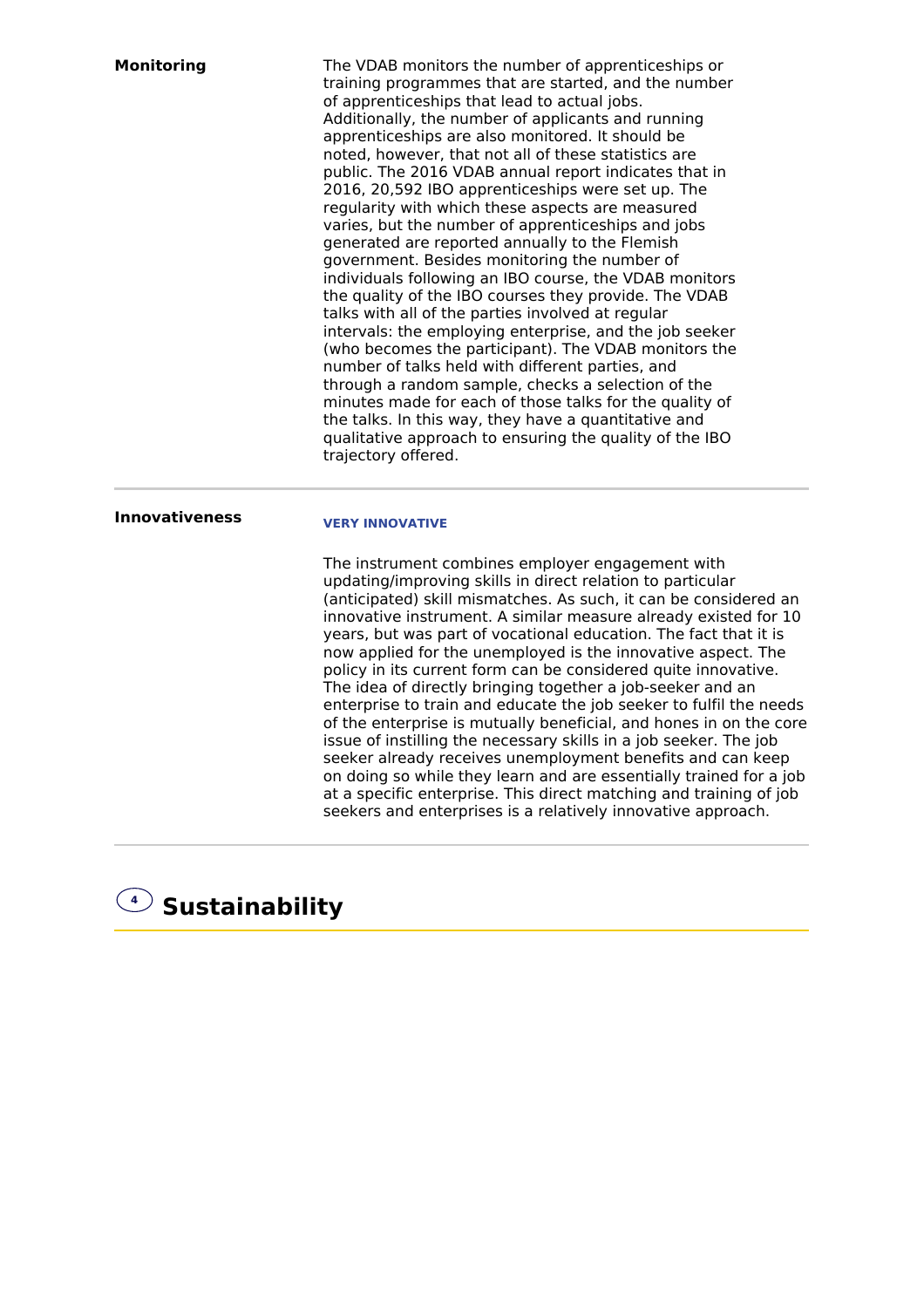**Monitoring**

The VDAB monitors the number of apprenticeships or training programmes that are started, and the number of apprenticeships that lead to actual jobs. Additionally, the number of applicants and running apprenticeships are also monitored. It should be noted, however, that not all of these statistics are public. The 2016 VDAB annual report indicates that in 2016, 20,592 IBO apprenticeships were set up. The regularity with which these aspects are measured varies, but the number of apprenticeships and jobs generated are reported annually to the Flemish government. Besides monitoring the number of individuals following an IBO course, the VDAB monitors the quality of the IBO courses they provide. The VDAB talks with all of the parties involved at regular intervals: the employing enterprise, and the job seeker (who becomes the participant). The VDAB monitors the number of talks held with different parties, and through a random sample, checks a selection of the minutes made for each of those talks for the quality of the talks. In this way, they have a quantitative and qualitative approach to ensuring the quality of the IBO trajectory offered.

**Innovativeness**

**VERY INNOVATIVE**

The instrument combines employer engagement with updating/improving skills in direct relation to particular (anticipated) skill mismatches. As such, it can be considered an innovative instrument. A similar measure already existed for 10 years, but was part of vocational education. The fact that it is now applied for the unemployed is the innovative aspect. The policy in its current form can be considered quite innovative. The idea of directly bringing together a job-seeker and an enterprise to train and educate the job seeker to fulfil the needs of the enterprise is mutually beneficial, and hones in on the core issue of instilling the necessary skills in a job seeker. The job seeker already receives unemployment benefits and can keep on doing so while they learn and are essentially trained for a job at a specific enterprise. This direct matching and training of job seekers and enterprises is a relatively innovative approach.

## 4 Sustainability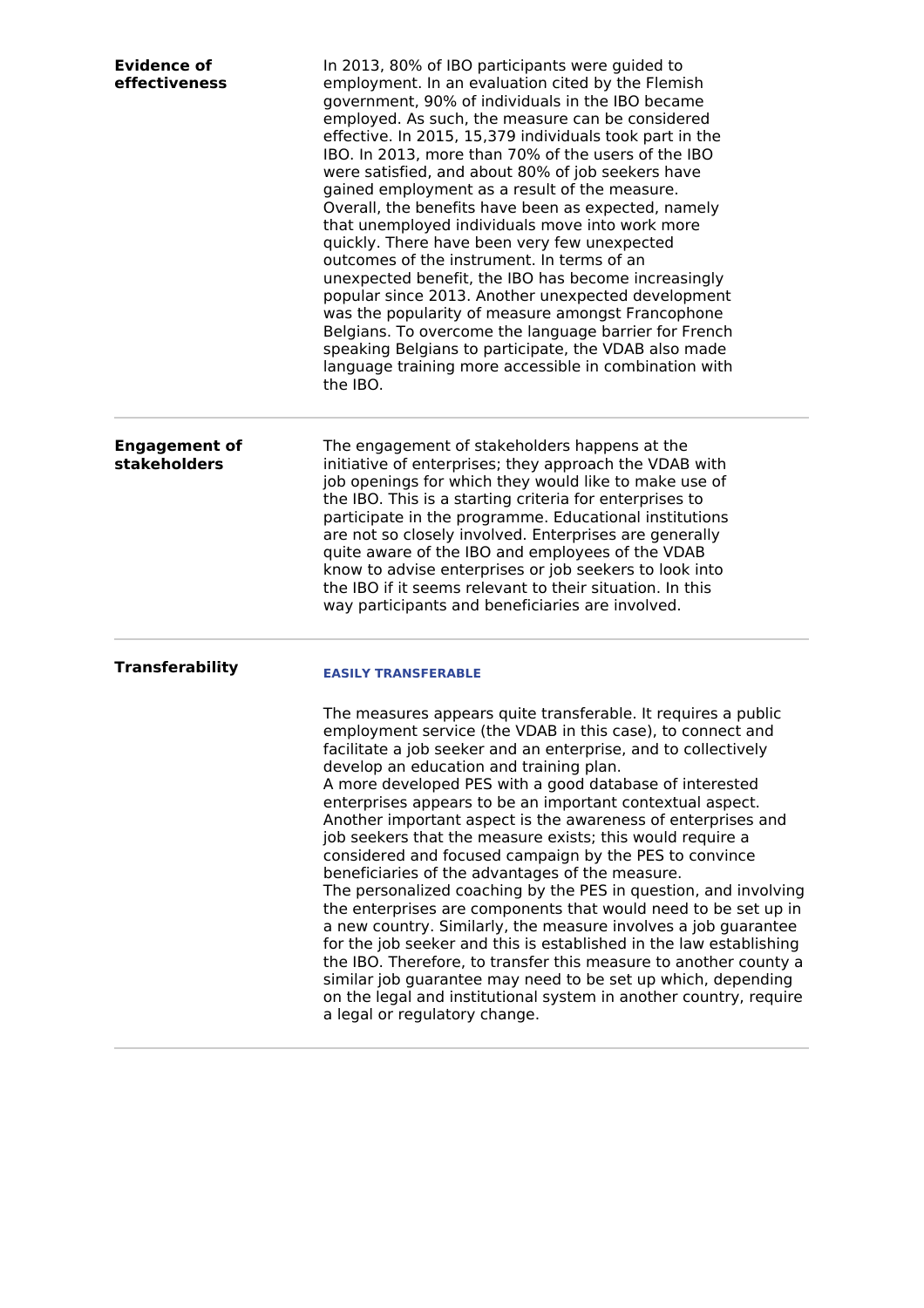| | |
|---|---|
| **Evidence of effectiveness** | In 2013, 80% of IBO participants were guided to employment. In an evaluation cited by the Flemish government, 90% of individuals in the IBO became employed. As such, the measure can be considered effective. In 2015, 15,379 individuals took part in the IBO. In 2013, more than 70% of the users of the IBO were satisfied, and about 80% of job seekers have gained employment as a result of the measure. Overall, the benefits have been as expected, namely that unemployed individuals move into work more quickly. There have been very few unexpected outcomes of the instrument. In terms of an unexpected benefit, the IBO has become increasingly popular since 2013. Another unexpected development was the popularity of measure amongst Francophone Belgians. To overcome the language barrier for French speaking Belgians to participate, the VDAB also made language training more accessible in combination with the IBO. |
| **Engagement of stakeholders** | The engagement of stakeholders happens at the initiative of enterprises; they approach the VDAB with job openings for which they would like to make use of the IBO. This is a starting criteria for enterprises to participate in the programme. Educational institutions are not so closely involved. Enterprises are generally quite aware of the IBO and employees of the VDAB know to advise enterprises or job seekers to look into the IBO if it seems relevant to their situation. In this way participants and beneficiaries are involved. |
| **Transferability** | **EASILY TRANSFERABLE**<br><br>The measures appears quite transferable. It requires a public employment service (the VDAB in this case), to connect and facilitate a job seeker and an enterprise, and to collectively develop an education and training plan.<br>A more developed PES with a good database of interested enterprises appears to be an important contextual aspect. Another important aspect is the awareness of enterprises and job seekers that the measure exists; this would require a considered and focused campaign by the PES to convince beneficiaries of the advantages of the measure.<br>The personalized coaching by the PES in question, and involving the enterprises are components that would need to be set up in a new country. Similarly, the measure involves a job guarantee for the job seeker and this is established in the law establishing the IBO. Therefore, to transfer this measure to another county a similar job guarantee may need to be set up which, depending on the legal and institutional system in another country, require a legal or regulatory change. |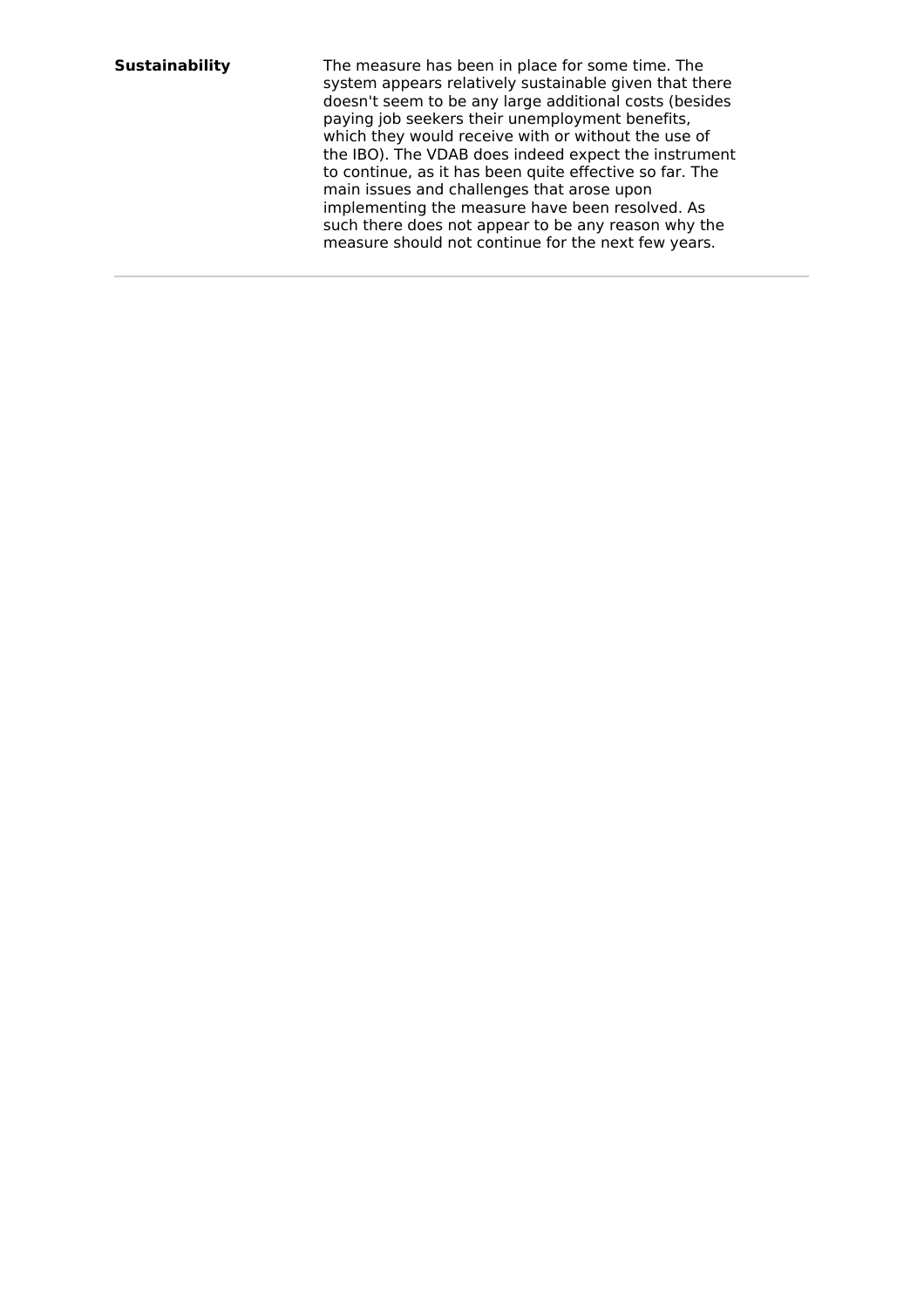| | |
|---|---|
| **Sustainability** | The measure has been in place for some time. The system appears relatively sustainable given that there doesn't seem to be any large additional costs (besides paying job seekers their unemployment benefits, which they would receive with or without the use of the IBO). The VDAB does indeed expect the instrument to continue, as it has been quite effective so far. The main issues and challenges that arose upon implementing the measure have been resolved. As such there does not appear to be any reason why the measure should not continue for the next few years. |